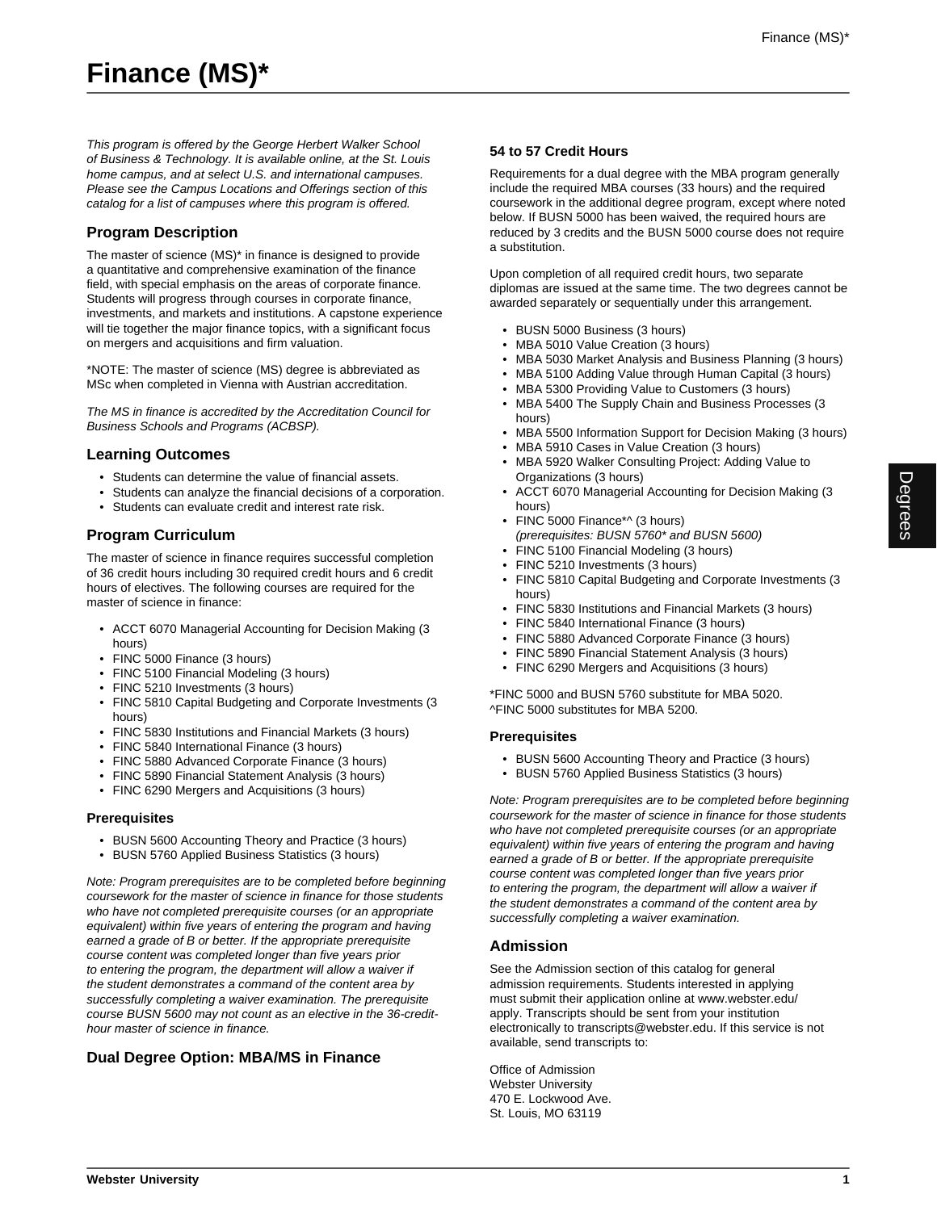# Finance (MS)*

*This program is offered by the George Herbert Walker School of Business & Technology. It is available online, at the St. Louis home campus, and at select U.S. and international campuses. Please see the Campus Locations and Offerings section of this catalog for a list of campuses where this program is offered.*

## Program Description

The master of science (MS)* in finance is designed to provide a quantitative and comprehensive examination of the finance field, with special emphasis on the areas of corporate finance. Students will progress through courses in corporate finance, investments, and markets and institutions. A capstone experience will tie together the major finance topics, with a significant focus on mergers and acquisitions and firm valuation.

*NOTE: The master of science (MS) degree is abbreviated as MSc when completed in Vienna with Austrian accreditation.

*The MS in finance is accredited by the Accreditation Council for Business Schools and Programs (ACBSP).*

## Learning Outcomes

- Students can determine the value of financial assets.
- Students can analyze the financial decisions of a corporation.
- Students can evaluate credit and interest rate risk.

## Program Curriculum

The master of science in finance requires successful completion of 36 credit hours including 30 required credit hours and 6 credit hours of electives. The following courses are required for the master of science in finance:

- ACCT 6070 Managerial Accounting for Decision Making (3 hours)
- FINC 5000 Finance (3 hours)
- FINC 5100 Financial Modeling (3 hours)
- FINC 5210 Investments (3 hours)
- FINC 5810 Capital Budgeting and Corporate Investments (3 hours)
- FINC 5830 Institutions and Financial Markets (3 hours)
- FINC 5840 International Finance (3 hours)
- FINC 5880 Advanced Corporate Finance (3 hours)
- FINC 5890 Financial Statement Analysis (3 hours)
- FINC 6290 Mergers and Acquisitions (3 hours)

### Prerequisites

- BUSN 5600 Accounting Theory and Practice (3 hours)
- BUSN 5760 Applied Business Statistics (3 hours)

*Note: Program prerequisites are to be completed before beginning coursework for the master of science in finance for those students who have not completed prerequisite courses (or an appropriate equivalent) within five years of entering the program and having earned a grade of B or better. If the appropriate prerequisite course content was completed longer than five years prior to entering the program, the department will allow a waiver if the student demonstrates a command of the content area by successfully completing a waiver examination. The prerequisite course BUSN 5600 may not count as an elective in the 36-credit-hour master of science in finance.*

## Dual Degree Option: MBA/MS in Finance

### 54 to 57 Credit Hours

Requirements for a dual degree with the MBA program generally include the required MBA courses (33 hours) and the required coursework in the additional degree program, except where noted below. If BUSN 5000 has been waived, the required hours are reduced by 3 credits and the BUSN 5000 course does not require a substitution.

Upon completion of all required credit hours, two separate diplomas are issued at the same time. The two degrees cannot be awarded separately or sequentially under this arrangement.

- BUSN 5000 Business (3 hours)
- MBA 5010 Value Creation (3 hours)
- MBA 5030 Market Analysis and Business Planning (3 hours)
- MBA 5100 Adding Value through Human Capital (3 hours)
- MBA 5300 Providing Value to Customers (3 hours)
- MBA 5400 The Supply Chain and Business Processes (3 hours)
- MBA 5500 Information Support for Decision Making (3 hours)
- MBA 5910 Cases in Value Creation (3 hours)
- MBA 5920 Walker Consulting Project: Adding Value to Organizations (3 hours)
- ACCT 6070 Managerial Accounting for Decision Making (3 hours)
- FINC 5000 Finance*^ (3 hours)
  *(prerequisites: BUSN 5760* and BUSN 5600)*
- FINC 5100 Financial Modeling (3 hours)
- FINC 5210 Investments (3 hours)
- FINC 5810 Capital Budgeting and Corporate Investments (3 hours)
- FINC 5830 Institutions and Financial Markets (3 hours)
- FINC 5840 International Finance (3 hours)
- FINC 5880 Advanced Corporate Finance (3 hours)
- FINC 5890 Financial Statement Analysis (3 hours)
- FINC 6290 Mergers and Acquisitions (3 hours)

*FINC 5000 and BUSN 5760 substitute for MBA 5020.
^FINC 5000 substitutes for MBA 5200.

### Prerequisites

- BUSN 5600 Accounting Theory and Practice (3 hours)
- BUSN 5760 Applied Business Statistics (3 hours)

*Note: Program prerequisites are to be completed before beginning coursework for the master of science in finance for those students who have not completed prerequisite courses (or an appropriate equivalent) within five years of entering the program and having earned a grade of B or better. If the appropriate prerequisite course content was completed longer than five years prior to entering the program, the department will allow a waiver if the student demonstrates a command of the content area by successfully completing a waiver examination.*

## Admission

See the Admission section of this catalog for general admission requirements. Students interested in applying must submit their application online at www.webster.edu/apply. Transcripts should be sent from your institution electronically to transcripts@webster.edu. If this service is not available, send transcripts to:

Office of Admission
Webster University
470 E. Lockwood Ave.
St. Louis, MO 63119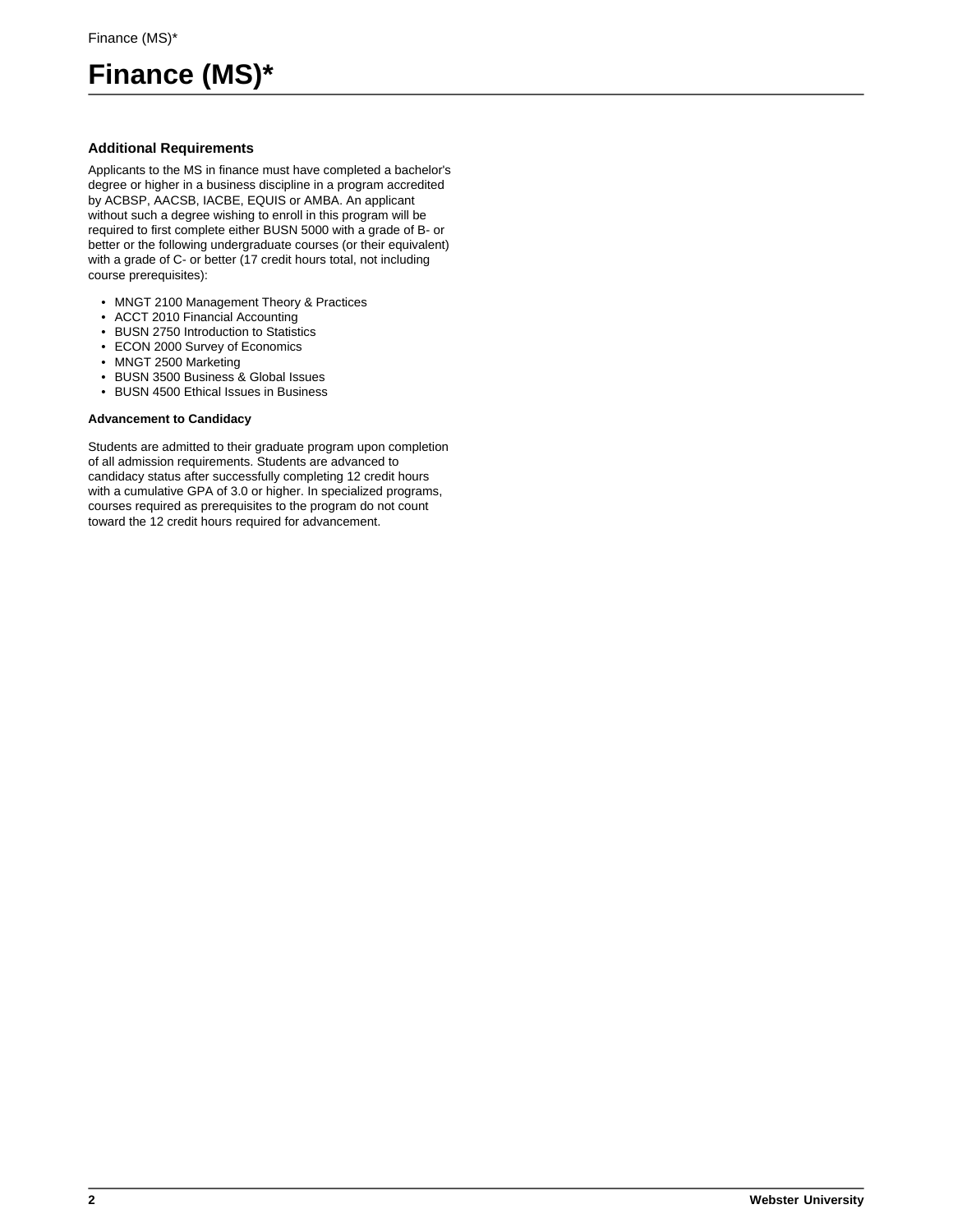# Finance (MS)*

### Additional Requirements

Applicants to the MS in finance must have completed a bachelor's degree or higher in a business discipline in a program accredited by ACBSP, AACSB, IACBE, EQUIS or AMBA. An applicant without such a degree wishing to enroll in this program will be required to first complete either BUSN 5000 with a grade of B- or better or the following undergraduate courses (or their equivalent) with a grade of C- or better (17 credit hours total, not including course prerequisites):

- MNGT 2100 Management Theory & Practices
- ACCT 2010 Financial Accounting
- BUSN 2750 Introduction to Statistics
- ECON 2000 Survey of Economics
- MNGT 2500 Marketing
- BUSN 3500 Business & Global Issues
- BUSN 4500 Ethical Issues in Business

#### Advancement to Candidacy

Students are admitted to their graduate program upon completion of all admission requirements. Students are advanced to candidacy status after successfully completing 12 credit hours with a cumulative GPA of 3.0 or higher. In specialized programs, courses required as prerequisites to the program do not count toward the 12 credit hours required for advancement.